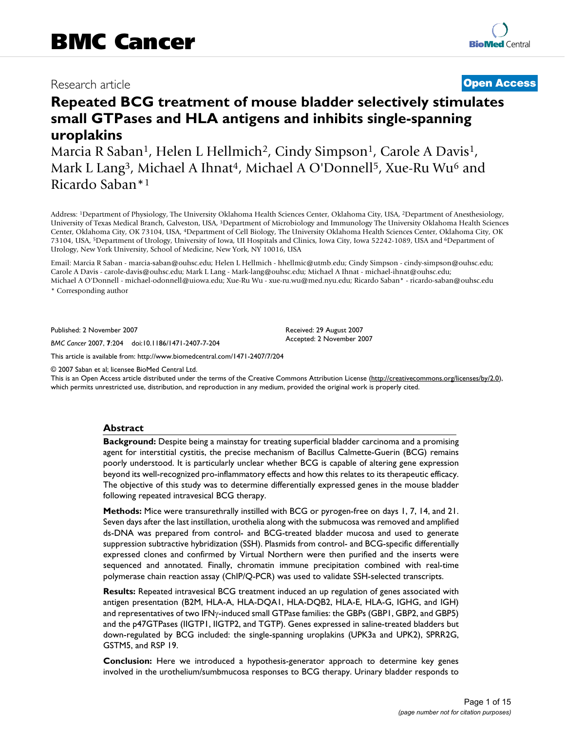BMC Cancer

Research article

Open Access

# Repeated BCG treatment of mouse bladder selectively stimulates small GTPases and HLA antigens and inhibits single-spanning uroplakins

Marcia R Saban[1], Helen L Hellmich[2], Cindy Simpson[1], Carole A Davis[1], Mark L Lang[3], Michael A Ihnat[4], Michael A O'Donnell[5], Xue-Ru Wu[6] and Ricardo Saban*[1]

Address: [1]Department of Physiology, The University Oklahoma Health Sciences Center, Oklahoma City, USA, [2]Department of Anesthesiology, University of Texas Medical Branch, Galveston, USA, [3]Department of Microbiology and Immunology The University Oklahoma Health Sciences Center, Oklahoma City, OK 73104, USA, [4]Department of Cell Biology, The University Oklahoma Health Sciences Center, Oklahoma City, OK 73104, USA, [5]Department of Urology, University of Iowa, UI Hospitals and Clinics, Iowa City, Iowa 52242-1089, USA and [6]Department of Urology, New York University, School of Medicine, New York, NY 10016, USA

Email: Marcia R Saban - marcia-saban@ouhsc.edu; Helen L Hellmich - hhellmic@utmb.edu; Cindy Simpson - cindy-simpson@ouhsc.edu; Carole A Davis - carole-davis@ouhsc.edu; Mark L Lang - Mark-lang@ouhsc.edu; Michael A Ihnat - michael-ihnat@ouhsc.edu; Michael A O'Donnell - michael-odonnell@uiowa.edu; Xue-Ru Wu - xue-ru.wu@med.nyu.edu; Ricardo Saban* - ricardo-saban@ouhsc.edu

* Corresponding author

Published: 2 November 2007

*BMC Cancer* 2007, **7**:204 doi:10.1186/1471-2407-7-204

Received: 29 August 2007
Accepted: 2 November 2007

This article is available from: http://www.biomedcentral.com/1471-2407/7/204

© 2007 Saban et al; licensee BioMed Central Ltd.
This is an Open Access article distributed under the terms of the Creative Commons Attribution License (http://creativecommons.org/licenses/by/2.0), which permits unrestricted use, distribution, and reproduction in any medium, provided the original work is properly cited.

## Abstract

**Background:** Despite being a mainstay for treating superficial bladder carcinoma and a promising agent for interstitial cystitis, the precise mechanism of Bacillus Calmette-Guerin (BCG) remains poorly understood. It is particularly unclear whether BCG is capable of altering gene expression beyond its well-recognized pro-inflammatory effects and how this relates to its therapeutic efficacy. The objective of this study was to determine differentially expressed genes in the mouse bladder following repeated intravesical BCG therapy.

**Methods:** Mice were transurethrally instilled with BCG or pyrogen-free on days 1, 7, 14, and 21. Seven days after the last instillation, urothelia along with the submucosa was removed and amplified ds-DNA was prepared from control- and BCG-treated bladder mucosa and used to generate suppression subtractive hybridization (SSH). Plasmids from control- and BCG-specific differentially expressed clones and confirmed by Virtual Northern were then purified and the inserts were sequenced and annotated. Finally, chromatin immune precipitation combined with real-time polymerase chain reaction assay (ChIP/Q-PCR) was used to validate SSH-selected transcripts.

**Results:** Repeated intravesical BCG treatment induced an up regulation of genes associated with antigen presentation (B2M, HLA-A, HLA-DQA1, HLA-DQB2, HLA-E, HLA-G, IGHG, and IGH) and representatives of two IFNγ-induced small GTPase families: the GBPs (GBP1, GBP2, and GBP5) and the p47GTPases (IIGTP1, IIGTP2, and TGTP). Genes expressed in saline-treated bladders but down-regulated by BCG included: the single-spanning uroplakins (UPK3a and UPK2), SPRR2G, GSTM5, and RSP 19.

**Conclusion:** Here we introduced a hypothesis-generator approach to determine key genes involved in the urothelium/sumbmucosa responses to BCG therapy. Urinary bladder responds to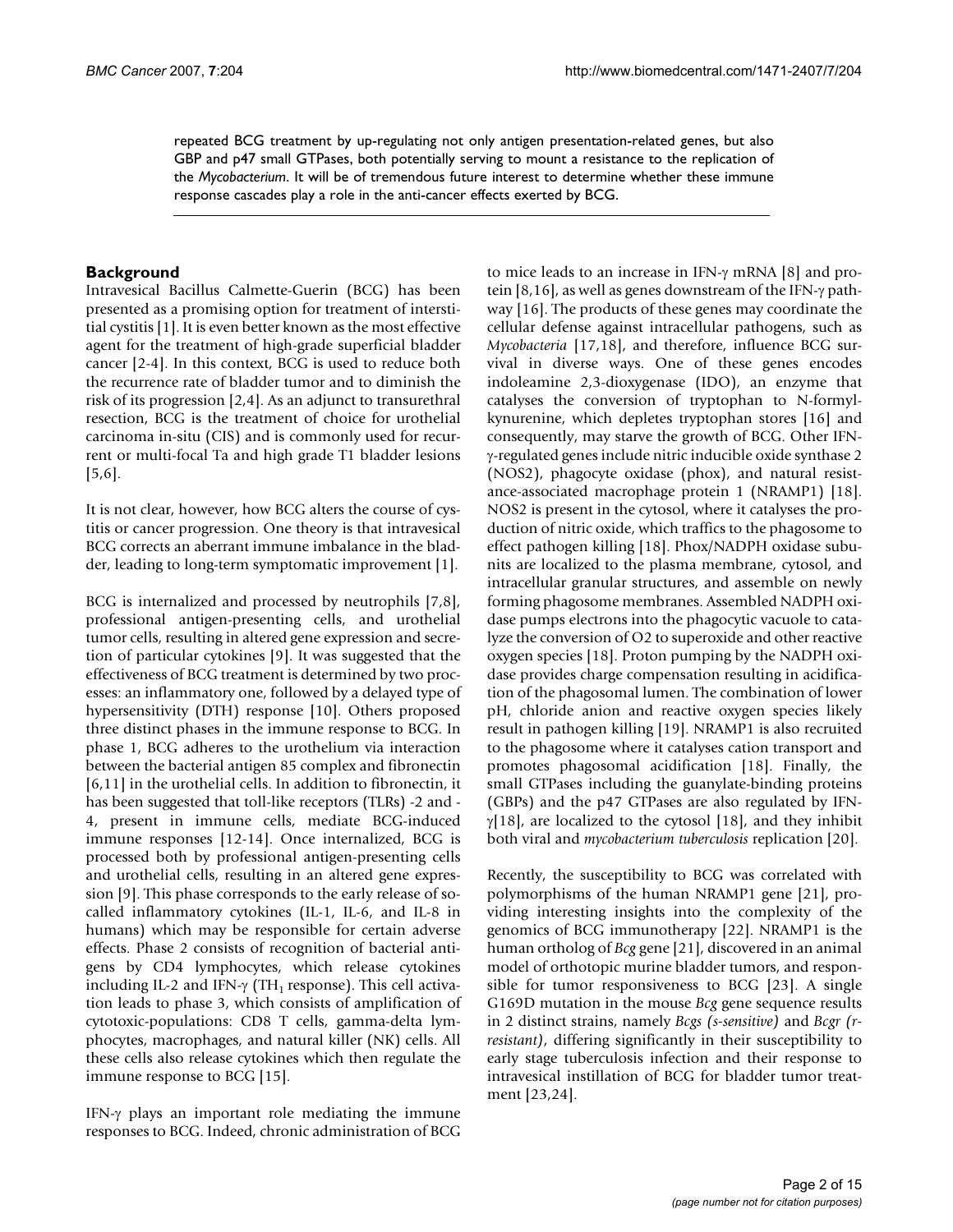repeated BCG treatment by up-regulating not only antigen presentation-related genes, but also GBP and p47 small GTPases, both potentially serving to mount a resistance to the replication of the *Mycobacterium*. It will be of tremendous future interest to determine whether these immune response cascades play a role in the anti-cancer effects exerted by BCG.

## Background

Intravesical Bacillus Calmette-Guerin (BCG) has been presented as a promising option for treatment of interstitial cystitis [1]. It is even better known as the most effective agent for the treatment of high-grade superficial bladder cancer [2-4]. In this context, BCG is used to reduce both the recurrence rate of bladder tumor and to diminish the risk of its progression [2,4]. As an adjunct to transurethral resection, BCG is the treatment of choice for urothelial carcinoma in-situ (CIS) and is commonly used for recurrent or multi-focal Ta and high grade T1 bladder lesions [5,6].

It is not clear, however, how BCG alters the course of cystitis or cancer progression. One theory is that intravesical BCG corrects an aberrant immune imbalance in the bladder, leading to long-term symptomatic improvement [1].

BCG is internalized and processed by neutrophils [7,8], professional antigen-presenting cells, and urothelial tumor cells, resulting in altered gene expression and secretion of particular cytokines [9]. It was suggested that the effectiveness of BCG treatment is determined by two processes: an inflammatory one, followed by a delayed type of hypersensitivity (DTH) response [10]. Others proposed three distinct phases in the immune response to BCG. In phase 1, BCG adheres to the urothelium via interaction between the bacterial antigen 85 complex and fibronectin [6,11] in the urothelial cells. In addition to fibronectin, it has been suggested that toll-like receptors (TLRs) -2 and -4, present in immune cells, mediate BCG-induced immune responses [12-14]. Once internalized, BCG is processed both by professional antigen-presenting cells and urothelial cells, resulting in an altered gene expression [9]. This phase corresponds to the early release of so-called inflammatory cytokines (IL-1, IL-6, and IL-8 in humans) which may be responsible for certain adverse effects. Phase 2 consists of recognition of bacterial antigens by CD4 lymphocytes, which release cytokines including IL-2 and IFN-γ ($TH_1$ response). This cell activation leads to phase 3, which consists of amplification of cytotoxic-populations: CD8 T cells, gamma-delta lymphocytes, macrophages, and natural killer (NK) cells. All these cells also release cytokines which then regulate the immune response to BCG [15].

IFN-γ plays an important role mediating the immune responses to BCG. Indeed, chronic administration of BCG to mice leads to an increase in IFN-γ mRNA [8] and protein [8,16], as well as genes downstream of the IFN-γ pathway [16]. The products of these genes may coordinate the cellular defense against intracellular pathogens, such as *Mycobacteria* [17,18], and therefore, influence BCG survival in diverse ways. One of these genes encodes indoleamine 2,3-dioxygenase (IDO), an enzyme that catalyses the conversion of tryptophan to N-formylkynurenine, which depletes tryptophan stores [16] and consequently, may starve the growth of BCG. Other IFN-γ-regulated genes include nitric inducible oxide synthase 2 (NOS2), phagocyte oxidase (phox), and natural resistance-associated macrophage protein 1 (NRAMP1) [18]. NOS2 is present in the cytosol, where it catalyses the production of nitric oxide, which traffics to the phagosome to effect pathogen killing [18]. Phox/NADPH oxidase subunits are localized to the plasma membrane, cytosol, and intracellular granular structures, and assemble on newly forming phagosome membranes. Assembled NADPH oxidase pumps electrons into the phagocytic vacuole to catalyze the conversion of O2 to superoxide and other reactive oxygen species [18]. Proton pumping by the NADPH oxidase provides charge compensation resulting in acidification of the phagosomal lumen. The combination of lower pH, chloride anion and reactive oxygen species likely result in pathogen killing [19]. NRAMP1 is also recruited to the phagosome where it catalyses cation transport and promotes phagosomal acidification [18]. Finally, the small GTPases including the guanylate-binding proteins (GBPs) and the p47 GTPases are also regulated by IFN-γ[18], are localized to the cytosol [18], and they inhibit both viral and *mycobacterium tuberculosis* replication [20].

Recently, the susceptibility to BCG was correlated with polymorphisms of the human NRAMP1 gene [21], providing interesting insights into the complexity of the genomics of BCG immunotherapy [22]. NRAMP1 is the human ortholog of *Bcg* gene [21], discovered in an animal model of orthotopic murine bladder tumors, and responsible for tumor responsiveness to BCG [23]. A single G169D mutation in the mouse *Bcg* gene sequence results in 2 distinct strains, namely *Bcgs (s-sensitive)* and *Bcgr (r-resistant)*, differing significantly in their susceptibility to early stage tuberculosis infection and their response to intravesical instillation of BCG for bladder tumor treatment [23,24].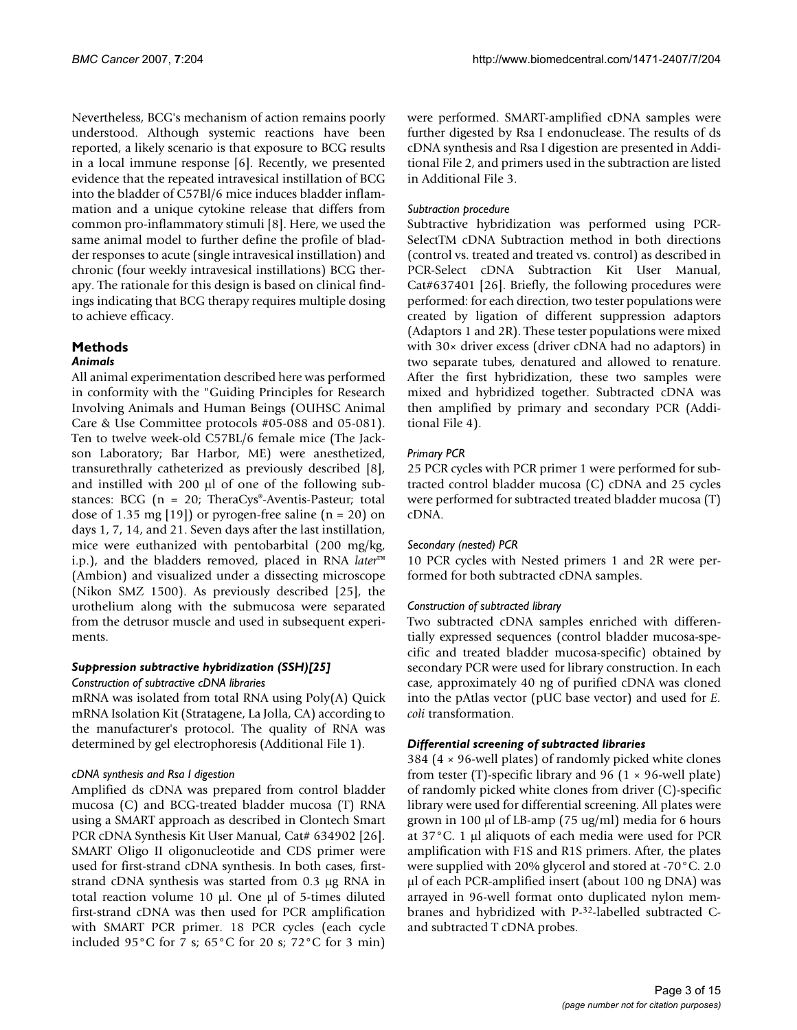Nevertheless, BCG's mechanism of action remains poorly understood. Although systemic reactions have been reported, a likely scenario is that exposure to BCG results in a local immune response [6]. Recently, we presented evidence that the repeated intravesical instillation of BCG into the bladder of C57Bl/6 mice induces bladder inflammation and a unique cytokine release that differs from common pro-inflammatory stimuli [8]. Here, we used the same animal model to further define the profile of bladder responses to acute (single intravesical instillation) and chronic (four weekly intravesical instillations) BCG therapy. The rationale for this design is based on clinical findings indicating that BCG therapy requires multiple dosing to achieve efficacy.

## Methods

### *Animals*

All animal experimentation described here was performed in conformity with the "Guiding Principles for Research Involving Animals and Human Beings (OUHSC Animal Care & Use Committee protocols #05-088 and 05-081). Ten to twelve week-old C57BL/6 female mice (The Jackson Laboratory; Bar Harbor, ME) were anesthetized, transurethrally catheterized as previously described [8], and instilled with 200 μl of one of the following substances: BCG (n = 20; TheraCys®-Aventis-Pasteur; total dose of 1.35 mg [19]) or pyrogen-free saline (n = 20) on days 1, 7, 14, and 21. Seven days after the last instillation, mice were euthanized with pentobarbital (200 mg/kg, i.p.), and the bladders removed, placed in RNA *later*™ (Ambion) and visualized under a dissecting microscope (Nikon SMZ 1500). As previously described [25], the urothelium along with the submucosa were separated from the detrusor muscle and used in subsequent experiments.

### *Suppression subtractive hybridization (SSH)[25]*

#### *Construction of subtractive cDNA libraries*

mRNA was isolated from total RNA using Poly(A) Quick mRNA Isolation Kit (Stratagene, La Jolla, CA) according to the manufacturer's protocol. The quality of RNA was determined by gel electrophoresis (Additional File 1).

#### *cDNA synthesis and Rsa I digestion*

Amplified ds cDNA was prepared from control bladder mucosa (C) and BCG-treated bladder mucosa (T) RNA using a SMART approach as described in Clontech Smart PCR cDNA Synthesis Kit User Manual, Cat# 634902 [26]. SMART Oligo II oligonucleotide and CDS primer were used for first-strand cDNA synthesis. In both cases, first-strand cDNA synthesis was started from 0.3 μg RNA in total reaction volume 10 μl. One μl of 5-times diluted first-strand cDNA was then used for PCR amplification with SMART PCR primer. 18 PCR cycles (each cycle included 95°C for 7 s; 65°C for 20 s; 72°C for 3 min) were performed. SMART-amplified cDNA samples were further digested by Rsa I endonuclease. The results of ds cDNA synthesis and Rsa I digestion are presented in Additional File 2, and primers used in the subtraction are listed in Additional File 3.

#### *Subtraction procedure*

Subtractive hybridization was performed using PCR-SelectTM cDNA Subtraction method in both directions (control vs. treated and treated vs. control) as described in PCR-Select cDNA Subtraction Kit User Manual, Cat#637401 [26]. Briefly, the following procedures were performed: for each direction, two tester populations were created by ligation of different suppression adaptors (Adaptors 1 and 2R). These tester populations were mixed with 30× driver excess (driver cDNA had no adaptors) in two separate tubes, denatured and allowed to renature. After the first hybridization, these two samples were mixed and hybridized together. Subtracted cDNA was then amplified by primary and secondary PCR (Additional File 4).

#### *Primary PCR*

25 PCR cycles with PCR primer 1 were performed for subtracted control bladder mucosa (C) cDNA and 25 cycles were performed for subtracted treated bladder mucosa (T) cDNA.

#### *Secondary (nested) PCR*

10 PCR cycles with Nested primers 1 and 2R were performed for both subtracted cDNA samples.

#### *Construction of subtracted library*

Two subtracted cDNA samples enriched with differentially expressed sequences (control bladder mucosa-specific and treated bladder mucosa-specific) obtained by secondary PCR were used for library construction. In each case, approximately 40 ng of purified cDNA was cloned into the pAtlas vector (pUC base vector) and used for *E. coli* transformation.

### *Differential screening of subtracted libraries*

384 (4 × 96-well plates) of randomly picked white clones from tester (T)-specific library and 96 (1 × 96-well plate) of randomly picked white clones from driver (C)-specific library were used for differential screening. All plates were grown in 100 μl of LB-amp (75 ug/ml) media for 6 hours at 37°C. 1 μl aliquots of each media were used for PCR amplification with F1S and R1S primers. After, the plates were supplied with 20% glycerol and stored at -70°C. 2.0 μl of each PCR-amplified insert (about 100 ng DNA) was arrayed in 96-well format onto duplicated nylon membranes and hybridized with $P^{32}$-labelled subtracted C- and subtracted T cDNA probes.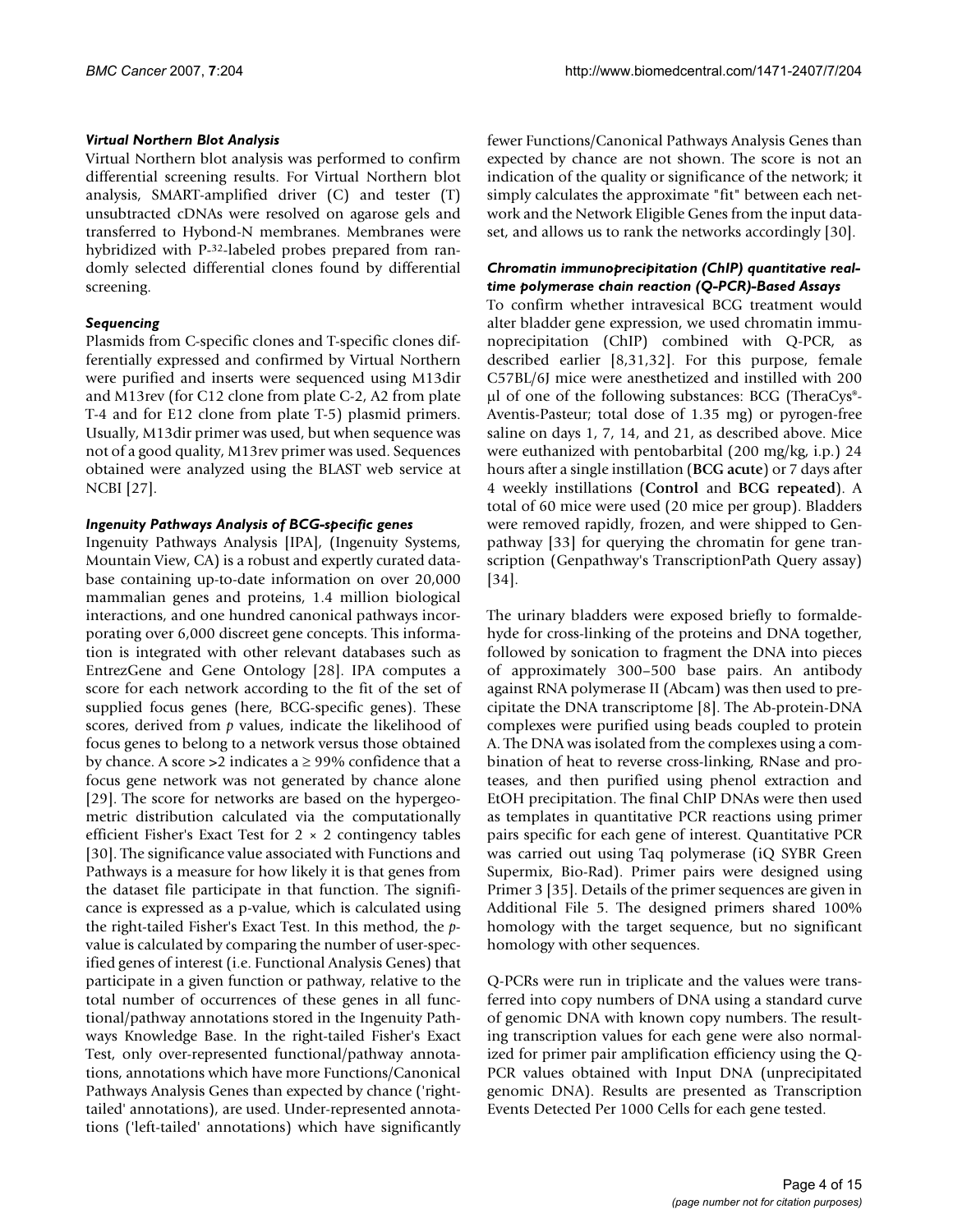### *Virtual Northern Blot Analysis*

Virtual Northern blot analysis was performed to confirm differential screening results. For Virtual Northern blot analysis, SMART-amplified driver (C) and tester (T) unsubtracted cDNAs were resolved on agarose gels and transferred to Hybond-N membranes. Membranes were hybridized with P-32-labeled probes prepared from randomly selected differential clones found by differential screening.

### *Sequencing*

Plasmids from C-specific clones and T-specific clones differentially expressed and confirmed by Virtual Northern were purified and inserts were sequenced using M13dir and M13rev (for C12 clone from plate C-2, A2 from plate T-4 and for E12 clone from plate T-5) plasmid primers. Usually, M13dir primer was used, but when sequence was not of a good quality, M13rev primer was used. Sequences obtained were analyzed using the BLAST web service at NCBI [27].

### *Ingenuity Pathways Analysis of BCG-specific genes*

Ingenuity Pathways Analysis [IPA], (Ingenuity Systems, Mountain View, CA) is a robust and expertly curated database containing up-to-date information on over 20,000 mammalian genes and proteins, 1.4 million biological interactions, and one hundred canonical pathways incorporating over 6,000 discreet gene concepts. This information is integrated with other relevant databases such as EntrezGene and Gene Ontology [28]. IPA computes a score for each network according to the fit of the set of supplied focus genes (here, BCG-specific genes). These scores, derived from *p* values, indicate the likelihood of focus genes to belong to a network versus those obtained by chance. A score >2 indicates a ≥ 99% confidence that a focus gene network was not generated by chance alone [29]. The score for networks are based on the hypergeometric distribution calculated via the computationally efficient Fisher's Exact Test for 2 × 2 contingency tables [30]. The significance value associated with Functions and Pathways is a measure for how likely it is that genes from the dataset file participate in that function. The significance is expressed as a p-value, which is calculated using the right-tailed Fisher's Exact Test. In this method, the *p*-value is calculated by comparing the number of user-specified genes of interest (i.e. Functional Analysis Genes) that participate in a given function or pathway, relative to the total number of occurrences of these genes in all functional/pathway annotations stored in the Ingenuity Pathways Knowledge Base. In the right-tailed Fisher's Exact Test, only over-represented functional/pathway annotations, annotations which have more Functions/Canonical Pathways Analysis Genes than expected by chance ('right-tailed' annotations), are used. Under-represented annotations ('left-tailed' annotations) which have significantly fewer Functions/Canonical Pathways Analysis Genes than expected by chance are not shown. The score is not an indication of the quality or significance of the network; it simply calculates the approximate "fit" between each network and the Network Eligible Genes from the input dataset, and allows us to rank the networks accordingly [30].

### *Chromatin immunoprecipitation (ChIP) quantitative real-time polymerase chain reaction (Q-PCR)-Based Assays*

To confirm whether intravesical BCG treatment would alter bladder gene expression, we used chromatin immunoprecipitation (ChIP) combined with Q-PCR, as described earlier [8,31,32]. For this purpose, female C57BL/6J mice were anesthetized and instilled with 200 μl of one of the following substances: BCG (TheraCys®-Aventis-Pasteur; total dose of 1.35 mg) or pyrogen-free saline on days 1, 7, 14, and 21, as described above. Mice were euthanized with pentobarbital (200 mg/kg, i.p.) 24 hours after a single instillation (**BCG acute**) or 7 days after 4 weekly instillations (**Control** and **BCG repeated**). A total of 60 mice were used (20 mice per group). Bladders were removed rapidly, frozen, and were shipped to Genpathway [33] for querying the chromatin for gene transcription (Genpathway's TranscriptionPath Query assay) [34].

The urinary bladders were exposed briefly to formaldehyde for cross-linking of the proteins and DNA together, followed by sonication to fragment the DNA into pieces of approximately 300–500 base pairs. An antibody against RNA polymerase II (Abcam) was then used to precipitate the DNA transcriptome [8]. The Ab-protein-DNA complexes were purified using beads coupled to protein A. The DNA was isolated from the complexes using a combination of heat to reverse cross-linking, RNase and proteases, and then purified using phenol extraction and EtOH precipitation. The final ChIP DNAs were then used as templates in quantitative PCR reactions using primer pairs specific for each gene of interest. Quantitative PCR was carried out using Taq polymerase (iQ SYBR Green Supermix, Bio-Rad). Primer pairs were designed using Primer 3 [35]. Details of the primer sequences are given in Additional File 5. The designed primers shared 100% homology with the target sequence, but no significant homology with other sequences.

Q-PCRs were run in triplicate and the values were transferred into copy numbers of DNA using a standard curve of genomic DNA with known copy numbers. The resulting transcription values for each gene were also normalized for primer pair amplification efficiency using the Q-PCR values obtained with Input DNA (unprecipitated genomic DNA). Results are presented as Transcription Events Detected Per 1000 Cells for each gene tested.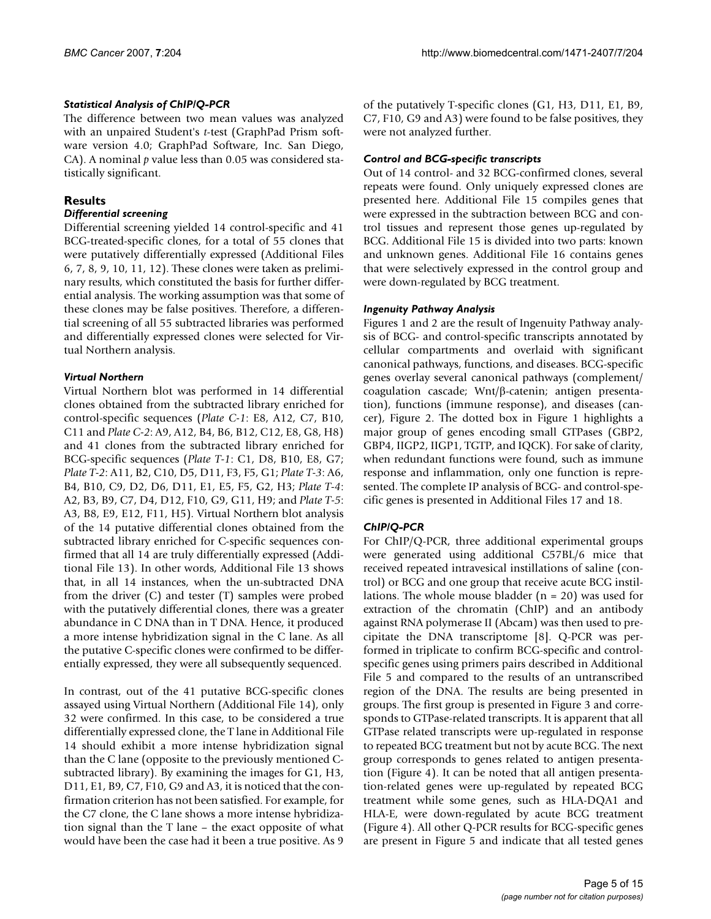### *Statistical Analysis of ChIP/Q-PCR*

The difference between two mean values was analyzed with an unpaired Student's *t*-test (GraphPad Prism software version 4.0; GraphPad Software, Inc. San Diego, CA). A nominal *p* value less than 0.05 was considered statistically significant.

## Results

### *Differential screening*

Differential screening yielded 14 control-specific and 41 BCG-treated-specific clones, for a total of 55 clones that were putatively differentially expressed (Additional Files 6, 7, 8, 9, 10, 11, 12). These clones were taken as preliminary results, which constituted the basis for further differential analysis. The working assumption was that some of these clones may be false positives. Therefore, a differential screening of all 55 subtracted libraries was performed and differentially expressed clones were selected for Virtual Northern analysis.

### *Virtual Northern*

Virtual Northern blot was performed in 14 differential clones obtained from the subtracted library enriched for control-specific sequences (*Plate C-1*: E8, A12, C7, B10, C11 and *Plate C-2*: A9, A12, B4, B6, B12, C12, E8, G8, H8) and 41 clones from the subtracted library enriched for BCG-specific sequences (*Plate T-1*: C1, D8, B10, E8, G7; *Plate T-2*: A11, B2, C10, D5, D11, F3, F5, G1; *Plate T-3*: A6, B4, B10, C9, D2, D6, D11, E1, E5, F5, G2, H3; *Plate T-4*: A2, B3, B9, C7, D4, D12, F10, G9, G11, H9; and *Plate T-5*: A3, B8, E9, E12, F11, H5). Virtual Northern blot analysis of the 14 putative differential clones obtained from the subtracted library enriched for C-specific sequences confirmed that all 14 are truly differentially expressed (Additional File 13). In other words, Additional File 13 shows that, in all 14 instances, when the un-subtracted DNA from the driver (C) and tester (T) samples were probed with the putatively differential clones, there was a greater abundance in C DNA than in T DNA. Hence, it produced a more intense hybridization signal in the C lane. As all the putative C-specific clones were confirmed to be differentially expressed, they were all subsequently sequenced.

In contrast, out of the 41 putative BCG-specific clones assayed using Virtual Northern (Additional File 14), only 32 were confirmed. In this case, to be considered a true differentially expressed clone, the T lane in Additional File 14 should exhibit a more intense hybridization signal than the C lane (opposite to the previously mentioned C-subtracted library). By examining the images for G1, H3, D11, E1, B9, C7, F10, G9 and A3, it is noticed that the confirmation criterion has not been satisfied. For example, for the C7 clone, the C lane shows a more intense hybridization signal than the T lane – the exact opposite of what would have been the case had it been a true positive. As 9 of the putatively T-specific clones (G1, H3, D11, E1, B9, C7, F10, G9 and A3) were found to be false positives, they were not analyzed further.

### *Control and BCG-specific transcripts*

Out of 14 control- and 32 BCG-confirmed clones, several repeats were found. Only uniquely expressed clones are presented here. Additional File 15 compiles genes that were expressed in the subtraction between BCG and control tissues and represent those genes up-regulated by BCG. Additional File 15 is divided into two parts: known and unknown genes. Additional File 16 contains genes that were selectively expressed in the control group and were down-regulated by BCG treatment.

### *Ingenuity Pathway Analysis*

Figures 1 and 2 are the result of Ingenuity Pathway analysis of BCG- and control-specific transcripts annotated by cellular compartments and overlaid with significant canonical pathways, functions, and diseases. BCG-specific genes overlay several canonical pathways (complement/coagulation cascade; Wnt/β-catenin; antigen presentation), functions (immune response), and diseases (cancer), Figure 2. The dotted box in Figure 1 highlights a major group of genes encoding small GTPases (GBP2, GBP4, IIGP2, IIGP1, TGTP, and IQCK). For sake of clarity, when redundant functions were found, such as immune response and inflammation, only one function is represented. The complete IP analysis of BCG- and control-specific genes is presented in Additional Files 17 and 18.

### *ChIP/Q-PCR*

For ChIP/Q-PCR, three additional experimental groups were generated using additional C57BL/6 mice that received repeated intravesical instillations of saline (control) or BCG and one group that receive acute BCG instillations. The whole mouse bladder (n = 20) was used for extraction of the chromatin (ChIP) and an antibody against RNA polymerase II (Abcam) was then used to precipitate the DNA transcriptome [8]. Q-PCR was performed in triplicate to confirm BCG-specific and control-specific genes using primers pairs described in Additional File 5 and compared to the results of an untranscribed region of the DNA. The results are being presented in groups. The first group is presented in Figure 3 and corresponds to GTPase-related transcripts. It is apparent that all GTPase related transcripts were up-regulated in response to repeated BCG treatment but not by acute BCG. The next group corresponds to genes related to antigen presentation (Figure 4). It can be noted that all antigen presentation-related genes were up-regulated by repeated BCG treatment while some genes, such as HLA-DQA1 and HLA-E, were down-regulated by acute BCG treatment (Figure 4). All other Q-PCR results for BCG-specific genes are present in Figure 5 and indicate that all tested genes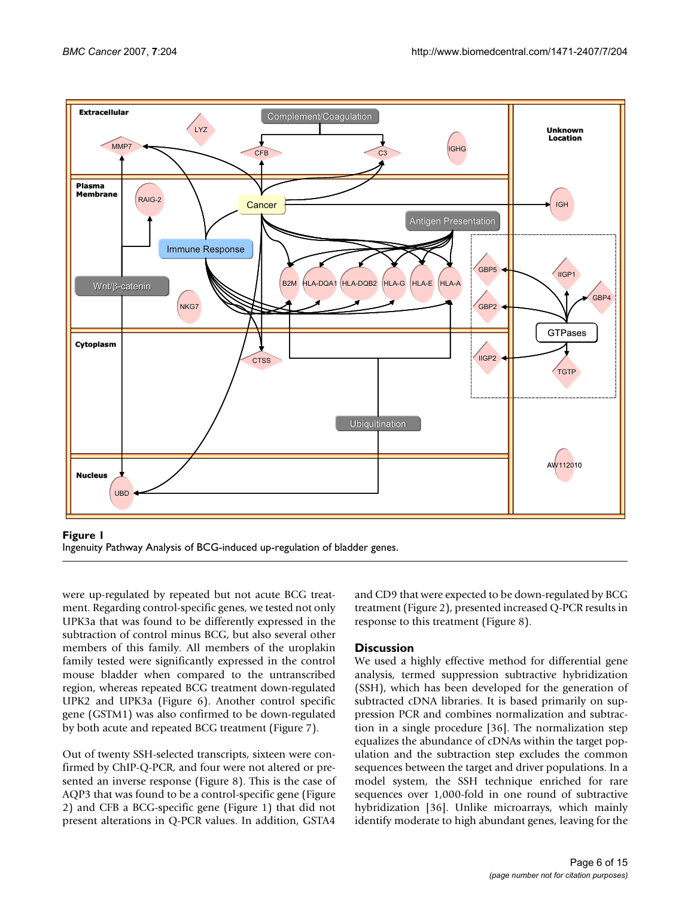**Figure 1**
Ingenuity Pathway Analysis of BCG-induced up-regulation of bladder genes.

were up-regulated by repeated but not acute BCG treatment. Regarding control-specific genes, we tested not only UPK3a that was found to be differently expressed in the subtraction of control minus BCG, but also several other members of this family. All members of the uroplakin family tested were significantly expressed in the control mouse bladder when compared to the unranscribed region, whereas repeated BCG treatment down-regulated UPK2 and UPK3a (Figure 6). Another control specific gene (GSTM1) was also confirmed to be down-regulated by both acute and repeated BCG treatment (Figure 7).

Out of twenty SSH-selected transcripts, sixteen were confirmed by ChIP-Q-PCR, and four were not altered or presented an inverse response (Figure 8). This is the case of AQP3 that was found to be a control-specific gene (Figure 2) and CFB a BCG-specific gene (Figure 1) that did not present alterations in Q-PCR values. In addition, GSTA4 and CD9 that were expected to be down-regulated by BCG treatment (Figure 2), presented increased Q-PCR results in response to this treatment (Figure 8).

## Discussion

We used a highly effective method for differential gene analysis, termed suppression subtractive hybridization (SSH), which has been developed for the generation of subtracted cDNA libraries. It is based primarily on suppression PCR and combines normalization and subtraction in a single procedure [36]. The normalization step equalizes the abundance of cDNAs within the target population and the subtraction step excludes the common sequences between the target and driver populations. In a model system, the SSH technique enriched for rare sequences over 1,000-fold in one round of subtractive hybridization [36]. Unlike microarrays, which mainly identify moderate to high abundant genes, leaving for the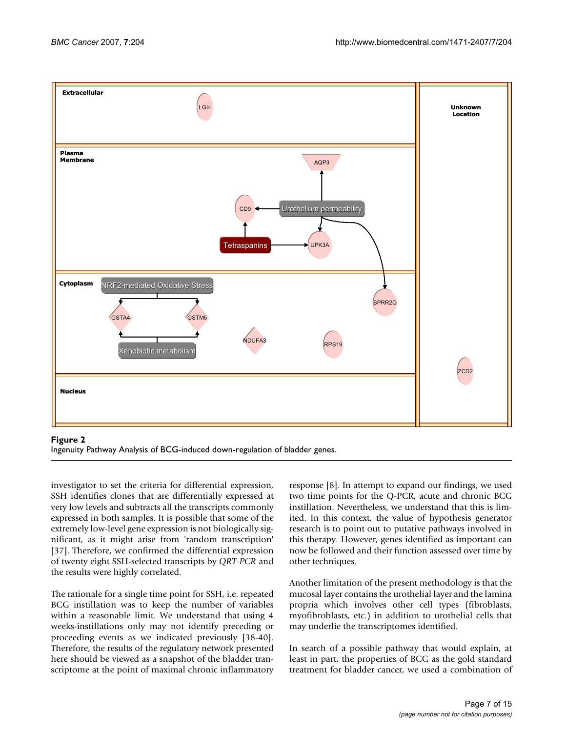**Figure 2**
Ingenuity Pathway Analysis of BCG-induced down-regulation of bladder genes.

investigator to set the criteria for differential expression, SSH identifies clones that are differentially expressed at very low levels and subtracts all the transcripts commonly expressed in both samples. It is possible that some of the extremely low-level gene expression is not biologically significant, as it might arise from 'random transcription' [37]. Therefore, we confirmed the differential expression of twenty eight SSH-selected transcripts by *QRT-PCR* and the results were highly correlated.

The rationale for a single time point for SSH, i.e. repeated BCG instillation was to keep the number of variables within a reasonable limit. We understand that using 4 weeks-instillations only may not identify preceding or proceeding events as we indicated previously [38-40]. Therefore, the results of the regulatory network presented here should be viewed as a snapshot of the bladder transcriptome at the point of maximal chronic inflammatory response [8]. In attempt to expand our findings, we used two time points for the Q-PCR, acute and chronic BCG instillation. Nevertheless, we understand that this is limited. In this context, the value of hypothesis generator research is to point out to putative pathways involved in this therapy. However, genes identified as important can now be followed and their function assessed over time by other techniques.

Another limitation of the present methodology is that the mucosal layer contains the urothelial layer and the lamina propria which involves other cell types (fibroblasts, myofibroblasts, etc.) in addition to urothelial cells that may underlie the transcriptomes identified.

In search of a possible pathway that would explain, at least in part, the properties of BCG as the gold standard treatment for bladder cancer, we used a combination of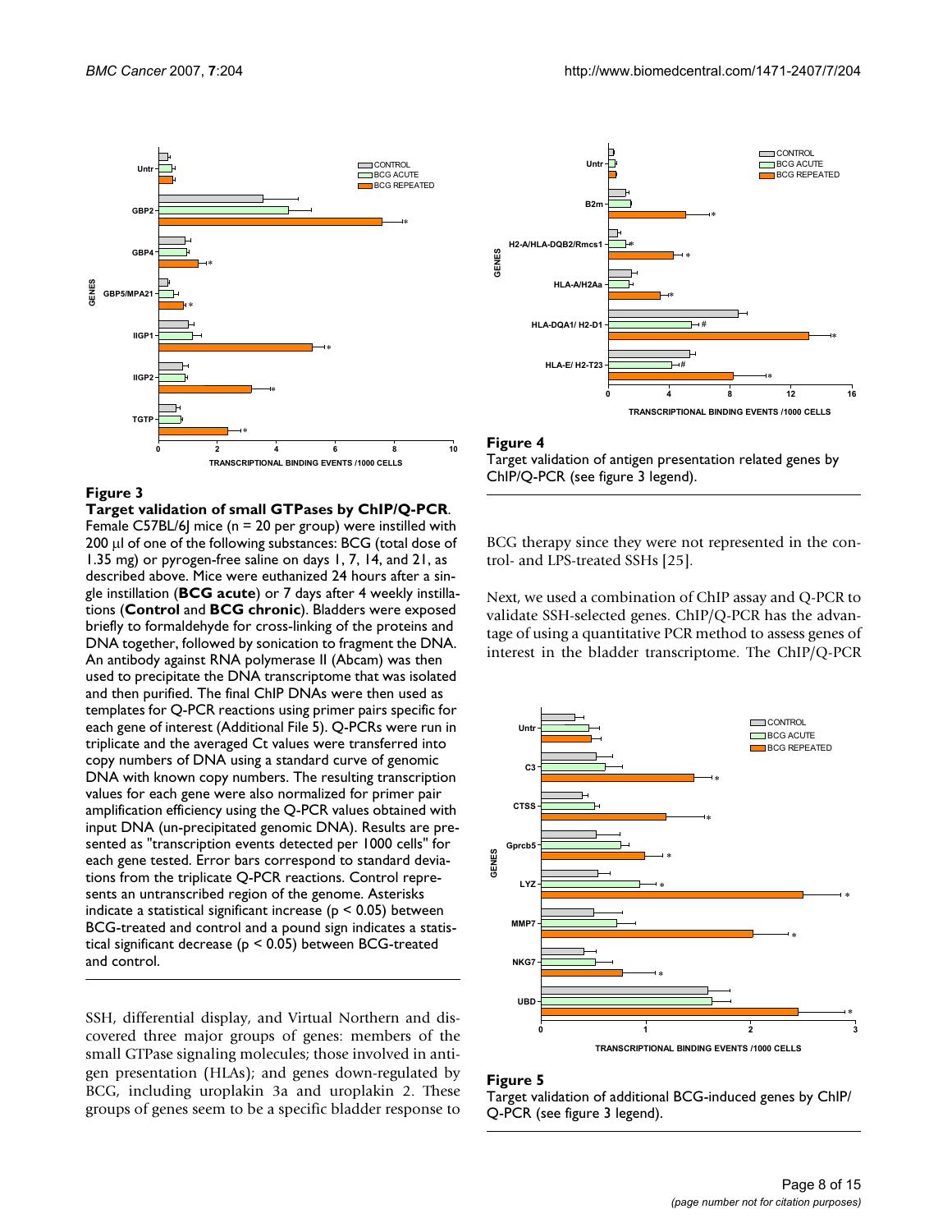**Figure 3**

**Target validation of small GTPases by ChIP/Q-PCR**. Female C57BL/6J mice (n = 20 per group) were instilled with 200 μl of one of the following substances: BCG (total dose of 1.35 mg) or pyrogen-free saline on days 1, 7, 14, and 21, as described above. Mice were euthanized 24 hours after a single instillation (**BCG acute**) or 7 days after 4 weekly instillations (**Control** and **BCG chronic**). Bladders were exposed briefly to formaldehyde for cross-linking of the proteins and DNA together, followed by sonication to fragment the DNA. An antibody against RNA polymerase II (Abcam) was then used to precipitate the DNA transcriptome that was isolated and then purified. The final ChIP DNAs were then used as templates for Q-PCR reactions using primer pairs specific for each gene of interest (Additional File 5). Q-PCRs were run in triplicate and the averaged Ct values were transferred into copy numbers of DNA using a standard curve of genomic DNA with known copy numbers. The resulting transcription values for each gene were also normalized for primer pair amplification efficiency using the Q-PCR values obtained with input DNA (un-precipitated genomic DNA). Results are presented as "transcription events detected per 1000 cells" for each gene tested. Error bars correspond to standard deviations from the triplicate Q-PCR reactions. Control represents an untranscribed region of the genome. Asterisks indicate a statistical significant increase ($p < 0.05$) between BCG-treated and control and a pound sign indicates a statistical significant decrease ($p < 0.05$) between BCG-treated and control.

SSH, differential display, and Virtual Northern and discovered three major groups of genes: members of the small GTPase signaling molecules; those involved in antigen presentation (HLAs); and genes down-regulated by BCG, including uroplakin 3a and uroplakin 2. These groups of genes seem to be a specific bladder response to BCG therapy since they were not represented in the control- and LPS-treated SSHs [25].

**Figure 4**

Target validation of antigen presentation related genes by ChIP/Q-PCR (see figure 3 legend).

Next, we used a combination of ChIP assay and Q-PCR to validate SSH-selected genes. ChIP/Q-PCR has the advantage of using a quantitative PCR method to assess genes of interest in the bladder transcriptome. The ChIP/Q-PCR

**Figure 5**

Target validation of additional BCG-induced genes by ChIP/Q-PCR (see figure 3 legend).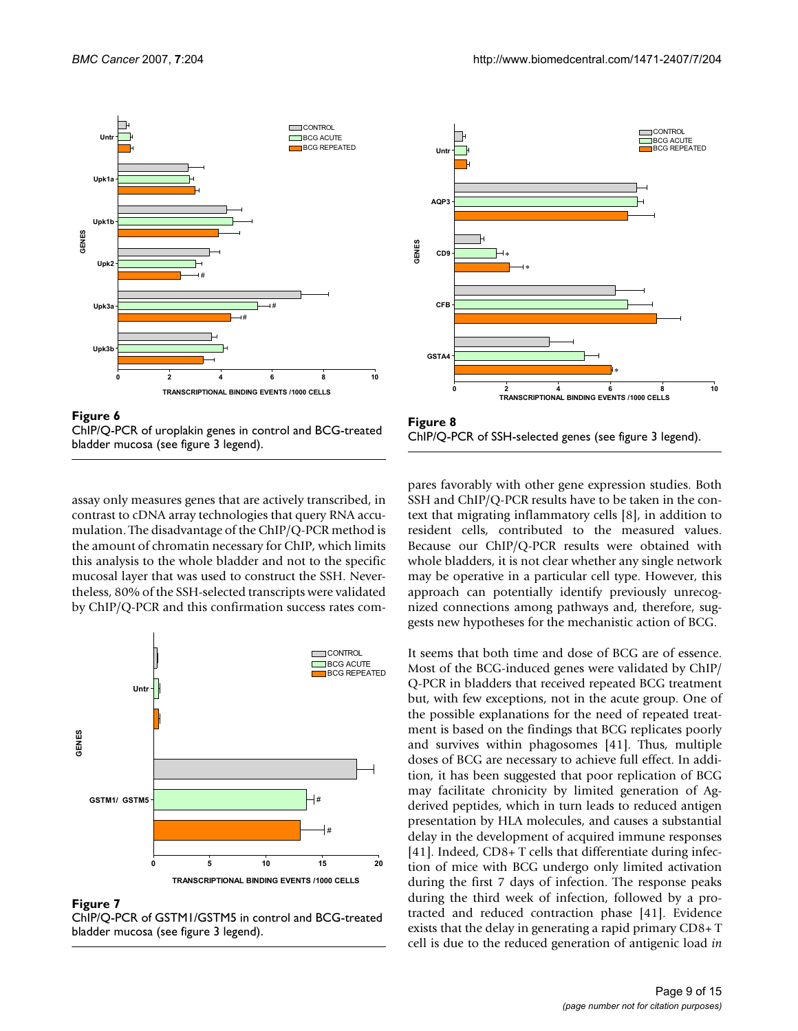**Figure 6**
ChIP/Q-PCR of uroplakin genes in control and BCG-treated bladder mucosa (see figure 3 legend).

**Figure 8**
ChIP/Q-PCR of SSH-selected genes (see figure 3 legend).

assay only measures genes that are actively transcribed, in contrast to cDNA array technologies that query RNA accumulation. The disadvantage of the ChIP/Q-PCR method is the amount of chromatin necessary for ChIP, which limits this analysis to the whole bladder and not to the specific mucosal layer that was used to construct the SSH. Nevertheless, 80% of the SSH-selected transcripts were validated by ChIP/Q-PCR and this confirmation success rates compares favorably with other gene expression studies. Both SSH and ChIP/Q-PCR results have to be taken in the context that migrating inflammatory cells [8], in addition to resident cells, contributed to the measured values. Because our ChIP/Q-PCR results were obtained with whole bladders, it is not clear whether any single network may be operative in a particular cell type. However, this approach can potentially identify previously unrecognized connections among pathways and, therefore, suggests new hypotheses for the mechanistic action of BCG.

**Figure 7**
ChIP/Q-PCR of GSTM1/GSTM5 in control and BCG-treated bladder mucosa (see figure 3 legend).

It seems that both time and dose of BCG are of essence. Most of the BCG-induced genes were validated by ChIP/Q-PCR in bladders that received repeated BCG treatment but, with few exceptions, not in the acute group. One of the possible explanations for the need of repeated treatment is based on the findings that BCG replicates poorly and survives within phagosomes [41]. Thus, multiple doses of BCG are necessary to achieve full effect. In addition, it has been suggested that poor replication of BCG may facilitate chronicity by limited generation of Ag-derived peptides, which in turn leads to reduced antigen presentation by HLA molecules, and causes a substantial delay in the development of acquired immune responses [41]. Indeed, CD8+ T cells that differentiate during infection of mice with BCG undergo only limited activation during the first 7 days of infection. The response peaks during the third week of infection, followed by a protracted and reduced contraction phase [41]. Evidence exists that the delay in generating a rapid primary CD8+ T cell is due to the reduced generation of antigenic load *in*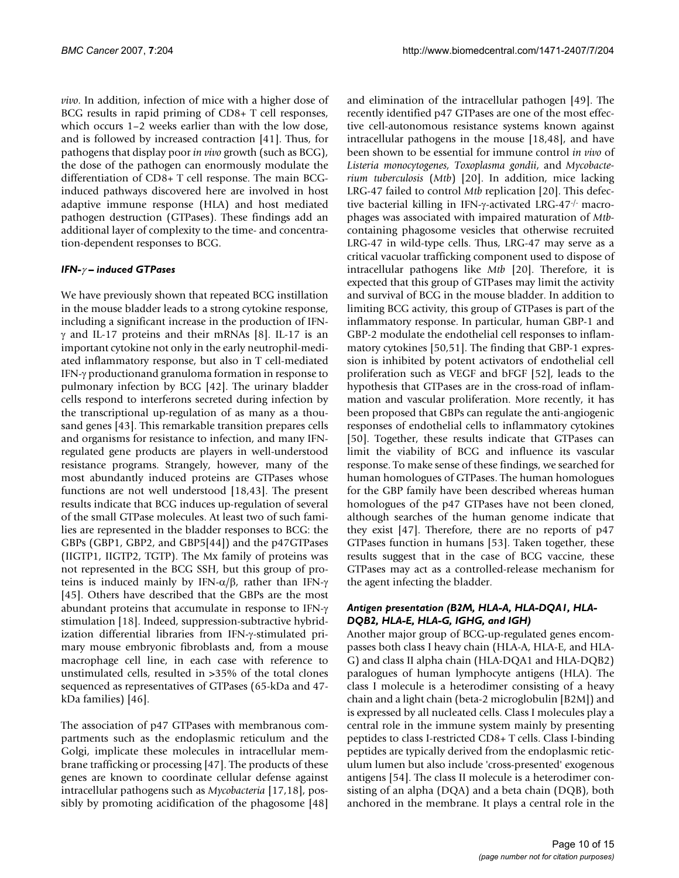*vivo*. In addition, infection of mice with a higher dose of BCG results in rapid priming of CD8+ T cell responses, which occurs 1–2 weeks earlier than with the low dose, and is followed by increased contraction [41]. Thus, for pathogens that display poor *in vivo* growth (such as BCG), the dose of the pathogen can enormously modulate the differentiation of CD8+ T cell response. The main BCG-induced pathways discovered here are involved in host adaptive immune response (HLA) and host mediated pathogen destruction (GTPases). These findings add an additional layer of complexity to the time- and concentration-dependent responses to BCG.

### *IFN-γ – induced GTPases*

We have previously shown that repeated BCG instillation in the mouse bladder leads to a strong cytokine response, including a significant increase in the production of IFN-γ and IL-17 proteins and their mRNAs [8]. IL-17 is an important cytokine not only in the early neutrophil-mediated inflammatory response, but also in T cell-mediated IFN-γ productionand granuloma formation in response to pulmonary infection by BCG [42]. The urinary bladder cells respond to interferons secreted during infection by the transcriptional up-regulation of as many as a thousand genes [43]. This remarkable transition prepares cells and organisms for resistance to infection, and many IFN-regulated gene products are players in well-understood resistance programs. Strangely, however, many of the most abundantly induced proteins are GTPases whose functions are not well understood [18,43]. The present results indicate that BCG induces up-regulation of several of the small GTPase molecules. At least two of such families are represented in the bladder responses to BCG: the GBPs (GBP1, GBP2, and GBP5[44]) and the p47GTPases (IIGTP1, IIGTP2, TGTP). The Mx family of proteins was not represented in the BCG SSH, but this group of proteins is induced mainly by IFN-α/β, rather than IFN-γ [45]. Others have described that the GBPs are the most abundant proteins that accumulate in response to IFN-γ stimulation [18]. Indeed, suppression-subtractive hybridization differential libraries from IFN-γ-stimulated primary mouse embryonic fibroblasts and, from a mouse macrophage cell line, in each case with reference to unstimulated cells, resulted in >35% of the total clones sequenced as representatives of GTPases (65-kDa and 47-kDa families) [46].

The association of p47 GTPases with membranous compartments such as the endoplasmic reticulum and the Golgi, implicate these molecules in intracellular membrane trafficking or processing [47]. The products of these genes are known to coordinate cellular defense against intracellular pathogens such as *Mycobacteria* [17,18], possibly by promoting acidification of the phagosome [48] and elimination of the intracellular pathogen [49]. The recently identified p47 GTPases are one of the most effective cell-autonomous resistance systems known against intracellular pathogens in the mouse [18,48], and have been shown to be essential for immune control *in vivo* of *Listeria monocytogenes*, *Toxoplasma gondii*, and *Mycobacterium tuberculosis* (*Mtb*) [20]. In addition, mice lacking LRG-47 failed to control *Mtb* replication [20]. This defective bacterial killing in IFN-γ-activated LRG-47$^{-/-}$ macrophages was associated with impaired maturation of *Mtb*-containing phagosome vesicles that otherwise recruited LRG-47 in wild-type cells. Thus, LRG-47 may serve as a critical vacuolar trafficking component used to dispose of intracellular pathogens like *Mtb* [20]. Therefore, it is expected that this group of GTPases may limit the activity and survival of BCG in the mouse bladder. In addition to limiting BCG activity, this group of GTPases is part of the inflammatory response. In particular, human GBP-1 and GBP-2 modulate the endothelial cell responses to inflammatory cytokines [50,51]. The finding that GBP-1 expression is inhibited by potent activators of endothelial cell proliferation such as VEGF and bFGF [52], leads to the hypothesis that GTPases are in the cross-road of inflammation and vascular proliferation. More recently, it has been proposed that GBPs can regulate the anti-angiogenic responses of endothelial cells to inflammatory cytokines [50]. Together, these results indicate that GTPases can limit the viability of BCG and influence its vascular response. To make sense of these findings, we searched for human homologues of GTPases. The human homologues for the GBP family have been described whereas human homologues of the p47 GTPases have not been cloned, although searches of the human genome indicate that they exist [47]. Therefore, there are no reports of p47 GTPases function in humans [53]. Taken together, these results suggest that in the case of BCG vaccine, these GTPases may act as a controlled-release mechanism for the agent infecting the bladder.

### *Antigen presentation (B2M, HLA-A, HLA-DQA1, HLA-DQB2, HLA-E, HLA-G, IGHG, and IGH)*

Another major group of BCG-up-regulated genes encompasses both class I heavy chain (HLA-A, HLA-E, and HLA-G) and class II alpha chain (HLA-DQA1 and HLA-DQB2) paralogues of human lymphocyte antigens (HLA). The class I molecule is a heterodimer consisting of a heavy chain and a light chain (beta-2 microglobulin [B2M]) and is expressed by all nucleated cells. Class I molecules play a central role in the immune system mainly by presenting peptides to class I-restricted CD8+ T cells. Class I-binding peptides are typically derived from the endoplasmic reticulum lumen but also include 'cross-presented' exogenous antigens [54]. The class II molecule is a heterodimer consisting of an alpha (DQA) and a beta chain (DQB), both anchored in the membrane. It plays a central role in the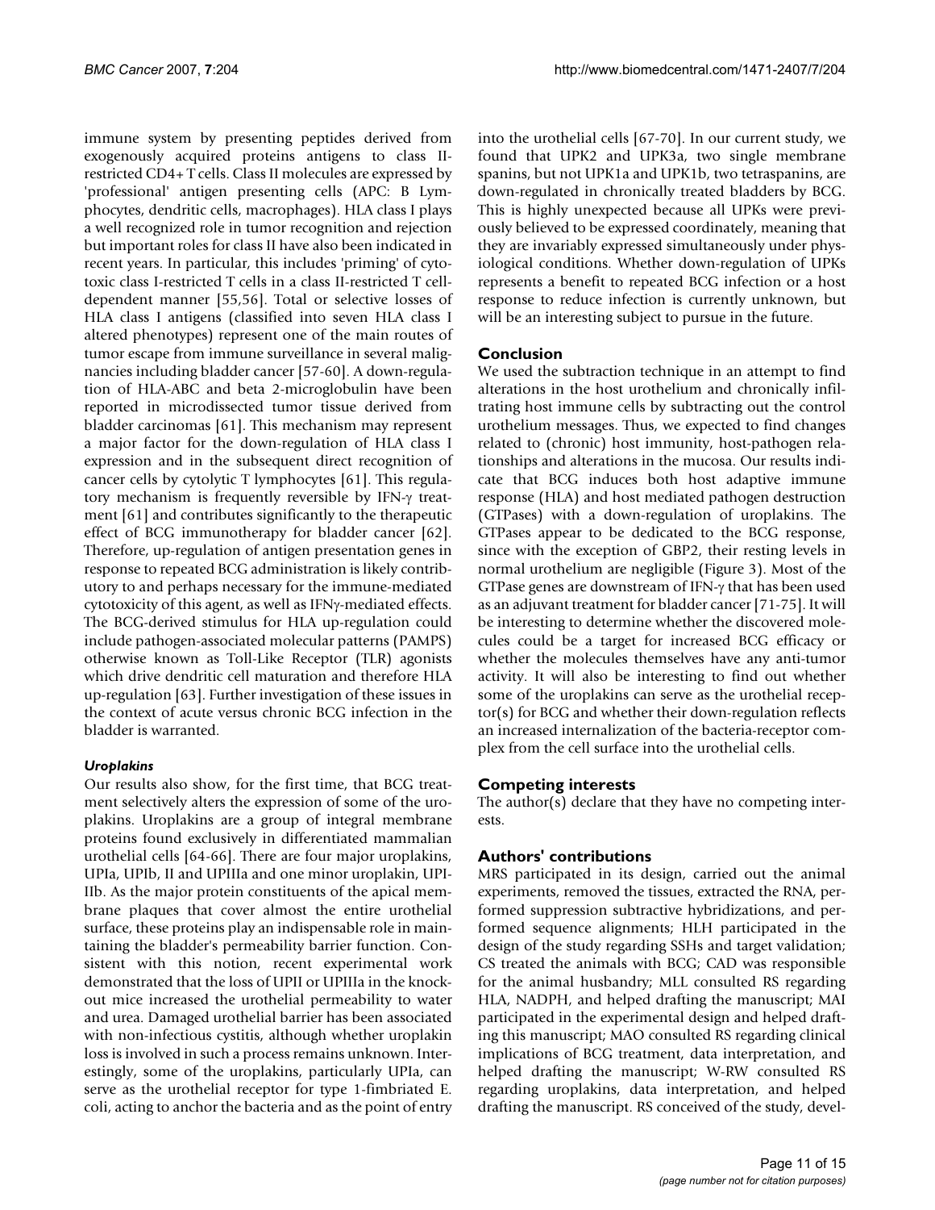immune system by presenting peptides derived from exogenously acquired proteins antigens to class II-restricted CD4+ T cells. Class II molecules are expressed by 'professional' antigen presenting cells (APC: B Lymphocytes, dendritic cells, macrophages). HLA class I plays a well recognized role in tumor recognition and rejection but important roles for class II have also been indicated in recent years. In particular, this includes 'priming' of cytotoxic class I-restricted T cells in a class II-restricted T cell-dependent manner [55,56]. Total or selective losses of HLA class I antigens (classified into seven HLA class I altered phenotypes) represent one of the main routes of tumor escape from immune surveillance in several malignancies including bladder cancer [57-60]. A down-regulation of HLA-ABC and beta 2-microglobulin have been reported in microdissected tumor tissue derived from bladder carcinomas [61]. This mechanism may represent a major factor for the down-regulation of HLA class I expression and in the subsequent direct recognition of cancer cells by cytolytic T lymphocytes [61]. This regulatory mechanism is frequently reversible by IFN-γ treatment [61] and contributes significantly to the therapeutic effect of BCG immunotherapy for bladder cancer [62]. Therefore, up-regulation of antigen presentation genes in response to repeated BCG administration is likely contributory to and perhaps necessary for the immune-mediated cytotoxicity of this agent, as well as IFNγ-mediated effects. The BCG-derived stimulus for HLA up-regulation could include pathogen-associated molecular patterns (PAMPS) otherwise known as Toll-Like Receptor (TLR) agonists which drive dendritic cell maturation and therefore HLA up-regulation [63]. Further investigation of these issues in the context of acute versus chronic BCG infection in the bladder is warranted.

### *Uroplakins*

Our results also show, for the first time, that BCG treatment selectively alters the expression of some of the uroplakins. Uroplakins are a group of integral membrane proteins found exclusively in differentiated mammalian urothelial cells [64-66]. There are four major uroplakins, UPIa, UPIb, II and UPIIIa and one minor uroplakin, UPIIIb. As the major protein constituents of the apical membrane plaques that cover almost the entire urothelial surface, these proteins play an indispensable role in maintaining the bladder's permeability barrier function. Consistent with this notion, recent experimental work demonstrated that the loss of UPII or UPIIIa in the knockout mice increased the urothelial permeability to water and urea. Damaged urothelial barrier has been associated with non-infectious cystitis, although whether uroplakin loss is involved in such a process remains unknown. Interestingly, some of the uroplakins, particularly UPIa, can serve as the urothelial receptor for type 1-fimbriated E. coli, acting to anchor the bacteria and as the point of entry into the urothelial cells [67-70]. In our current study, we found that UPK2 and UPK3a, two single membrane spanins, but not UPK1a and UPK1b, two tetraspanins, are down-regulated in chronically treated bladders by BCG. This is highly unexpected because all UPKs were previously believed to be expressed coordinately, meaning that they are invariably expressed simultaneously under physiological conditions. Whether down-regulation of UPKs represents a benefit to repeated BCG infection or a host response to reduce infection is currently unknown, but will be an interesting subject to pursue in the future.

## Conclusion

We used the subtraction technique in an attempt to find alterations in the host urothelium and chronically infiltrating host immune cells by subtracting out the control urothelium messages. Thus, we expected to find changes related to (chronic) host immunity, host-pathogen relationships and alterations in the mucosa. Our results indicate that BCG induces both host adaptive immune response (HLA) and host mediated pathogen destruction (GTPases) with a down-regulation of uroplakins. The GTPases appear to be dedicated to the BCG response, since with the exception of GBP2, their resting levels in normal urothelium are negligible (Figure 3). Most of the GTPase genes are downstream of IFN-γ that has been used as an adjuvant treatment for bladder cancer [71-75]. It will be interesting to determine whether the discovered molecules could be a target for increased BCG efficacy or whether the molecules themselves have any anti-tumor activity. It will also be interesting to find out whether some of the uroplakins can serve as the urothelial receptor(s) for BCG and whether their down-regulation reflects an increased internalization of the bacteria-receptor complex from the cell surface into the urothelial cells.

## Competing interests

The author(s) declare that they have no competing interests.

## Authors' contributions

MRS participated in its design, carried out the animal experiments, removed the tissues, extracted the RNA, performed suppression subtractive hybridizations, and performed sequence alignments; HLH participated in the design of the study regarding SSHs and target validation; CS treated the animals with BCG; CAD was responsible for the animal husbandry; MLL consulted RS regarding HLA, NADPH, and helped drafting the manuscript; MAI participated in the experimental design and helped drafting this manuscript; MAO consulted RS regarding clinical implications of BCG treatment, data interpretation, and helped drafting the manuscript; W-RW consulted RS regarding uroplakins, data interpretation, and helped drafting the manuscript. RS conceived of the study, devel-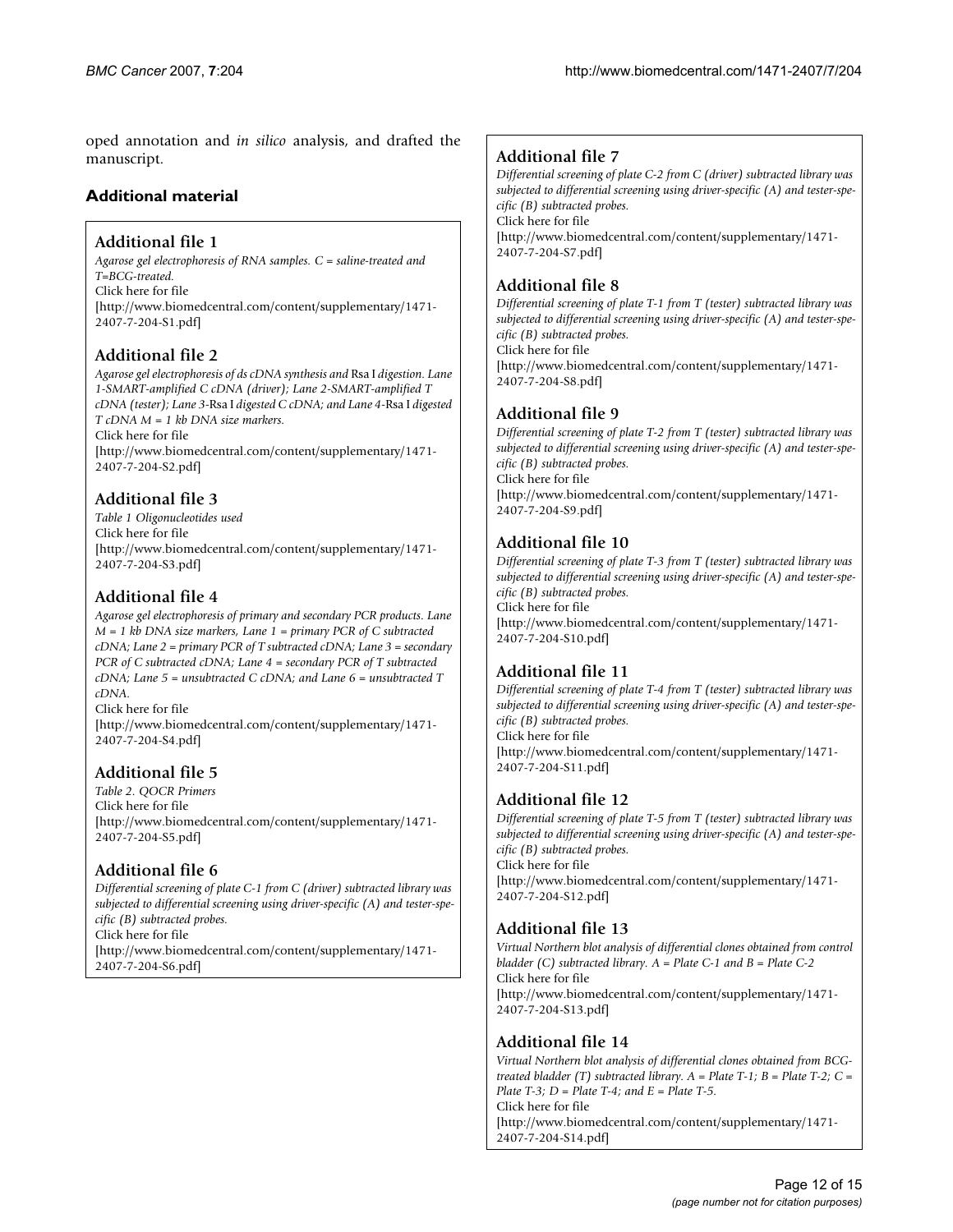oped annotation and *in silico* analysis, and drafted the manuscript.

## Additional material

### Additional file 1
*Agarose gel electrophoresis of RNA samples. C = saline-treated and T=BCG-treated.*
Click here for file
[http://www.biomedcentral.com/content/supplementary/1471-2407-7-204-S1.pdf]

### Additional file 2
*Agarose gel electrophoresis of ds cDNA synthesis and* Rsa I *digestion. Lane 1-SMART-amplified C cDNA (driver); Lane 2-SMART-amplified T cDNA (tester); Lane 3-*Rsa I *digested C cDNA; and Lane 4-*Rsa I *digested T cDNA M = 1 kb DNA size markers.*
Click here for file
[http://www.biomedcentral.com/content/supplementary/1471-2407-7-204-S2.pdf]

### Additional file 3
*Table 1 Oligonucleotides used*
Click here for file
[http://www.biomedcentral.com/content/supplementary/1471-2407-7-204-S3.pdf]

### Additional file 4
*Agarose gel electrophoresis of primary and secondary PCR products. Lane M = 1 kb DNA size markers, Lane 1 = primary PCR of C subtracted cDNA; Lane 2 = primary PCR of T subtracted cDNA; Lane 3 = secondary PCR of C subtracted cDNA; Lane 4 = secondary PCR of T subtracted cDNA; Lane 5 = unsubtracted C cDNA; and Lane 6 = unsubtracted T cDNA.*
Click here for file
[http://www.biomedcentral.com/content/supplementary/1471-2407-7-204-S4.pdf]

### Additional file 5
*Table 2. QOCR Primers*
Click here for file
[http://www.biomedcentral.com/content/supplementary/1471-2407-7-204-S5.pdf]

### Additional file 6
*Differential screening of plate C-1 from C (driver) subtracted library was subjected to differential screening using driver-specific (A) and tester-specific (B) subtracted probes.*
Click here for file
[http://www.biomedcentral.com/content/supplementary/1471-2407-7-204-S6.pdf]

### Additional file 7
*Differential screening of plate C-2 from C (driver) subtracted library was subjected to differential screening using driver-specific (A) and tester-specific (B) subtracted probes.*
Click here for file
[http://www.biomedcentral.com/content/supplementary/1471-2407-7-204-S7.pdf]

### Additional file 8
*Differential screening of plate T-1 from T (tester) subtracted library was subjected to differential screening using driver-specific (A) and tester-specific (B) subtracted probes.*
Click here for file
[http://www.biomedcentral.com/content/supplementary/1471-2407-7-204-S8.pdf]

### Additional file 9
*Differential screening of plate T-2 from T (tester) subtracted library was subjected to differential screening using driver-specific (A) and tester-specific (B) subtracted probes.*
Click here for file
[http://www.biomedcentral.com/content/supplementary/1471-2407-7-204-S9.pdf]

### Additional file 10
*Differential screening of plate T-3 from T (tester) subtracted library was subjected to differential screening using driver-specific (A) and tester-specific (B) subtracted probes.*
Click here for file
[http://www.biomedcentral.com/content/supplementary/1471-2407-7-204-S10.pdf]

### Additional file 11
*Differential screening of plate T-4 from T (tester) subtracted library was subjected to differential screening using driver-specific (A) and tester-specific (B) subtracted probes.*
Click here for file
[http://www.biomedcentral.com/content/supplementary/1471-2407-7-204-S11.pdf]

### Additional file 12
*Differential screening of plate T-5 from T (tester) subtracted library was subjected to differential screening using driver-specific (A) and tester-specific (B) subtracted probes.*
Click here for file
[http://www.biomedcentral.com/content/supplementary/1471-2407-7-204-S12.pdf]

### Additional file 13
*Virtual Northern blot analysis of differential clones obtained from control bladder (C) subtracted library. A = Plate C-1 and B = Plate C-2*
Click here for file
[http://www.biomedcentral.com/content/supplementary/1471-2407-7-204-S13.pdf]

### Additional file 14
*Virtual Northern blot analysis of differential clones obtained from BCG-treated bladder (T) subtracted library. A = Plate T-1; B = Plate T-2; C = Plate T-3; D = Plate T-4; and E = Plate T-5.*
Click here for file
[http://www.biomedcentral.com/content/supplementary/1471-2407-7-204-S14.pdf]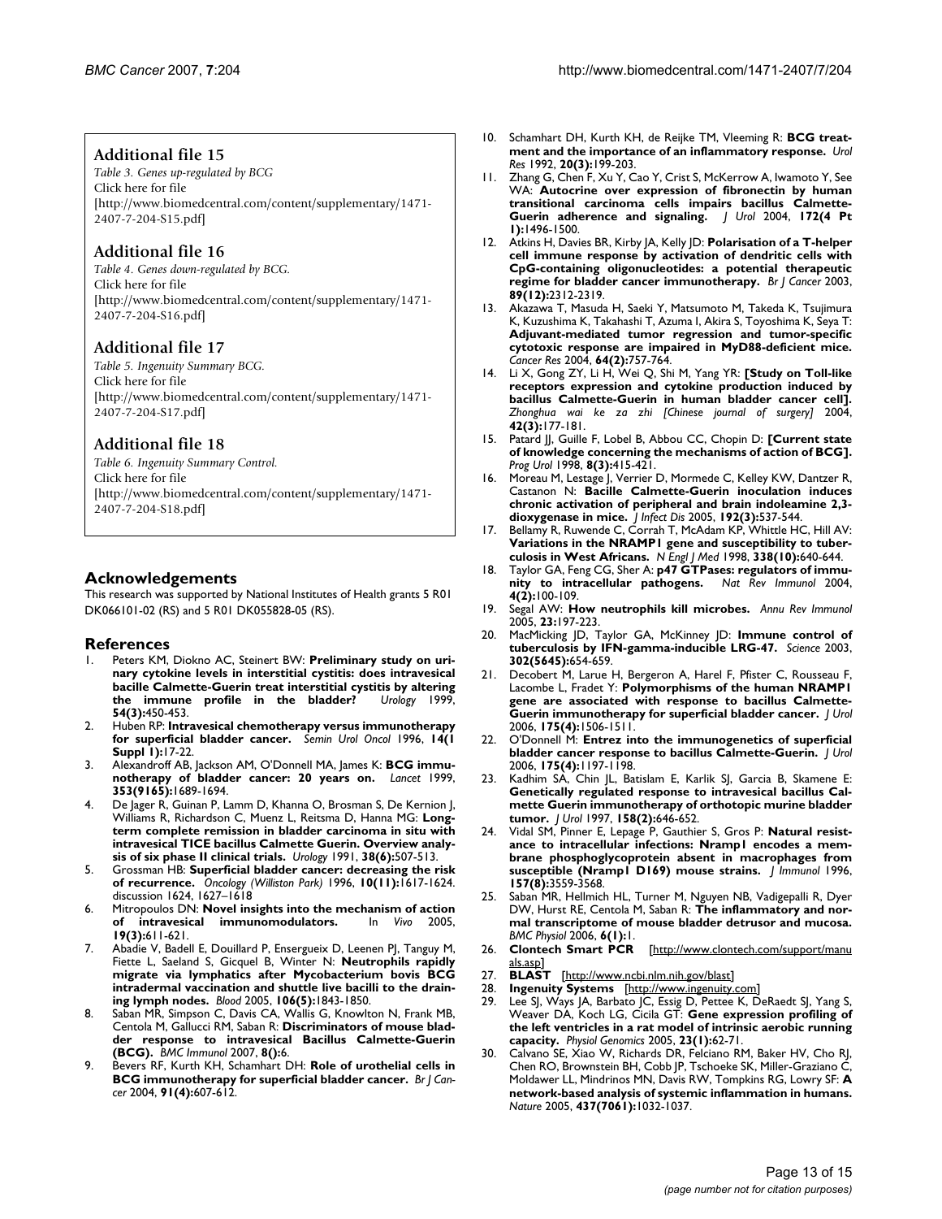### Additional file 15

*Table 3. Genes up-regulated by BCG*
Click here for file
[http://www.biomedcentral.com/content/supplementary/1471-2407-7-204-S15.pdf]

### Additional file 16

*Table 4. Genes down-regulated by BCG.*
Click here for file
[http://www.biomedcentral.com/content/supplementary/1471-2407-7-204-S16.pdf]

### Additional file 17

*Table 5. Ingenuity Summary BCG.*
Click here for file
[http://www.biomedcentral.com/content/supplementary/1471-2407-7-204-S17.pdf]

### Additional file 18

*Table 6. Ingenuity Summary Control.*
Click here for file
[http://www.biomedcentral.com/content/supplementary/1471-2407-7-204-S18.pdf]

## Acknowledgements

This research was supported by National Institutes of Health grants 5 R01 DK066101-02 (RS) and 5 R01 DK055828-05 (RS).

## References

1. Peters KM, Diokno AC, Steinert BW: **Preliminary study on urinary cytokine levels in interstitial cystitis: does intravesical bacille Calmette-Guerin treat interstitial cystitis by altering the immune profile in the bladder?** *Urology* 1999, **54(3):**450-453.
2. Huben RP: **Intravesical chemotherapy versus immunotherapy for superficial bladder cancer.** *Semin Urol Oncol* 1996, **14(1 Suppl 1):**17-22.
3. Alexandroff AB, Jackson AM, O'Donnell MA, James K: **BCG immunotherapy of bladder cancer: 20 years on.** *Lancet* 1999, **353(9165):**1689-1694.
4. De Jager R, Guinan P, Lamm D, Khanna O, Brosman S, De Kernion J, Williams R, Richardson C, Muenz L, Reitsma D, Hanna MG: **Long-term complete remission in bladder carcinoma in situ with intravesical TICE bacillus Calmette Guerin. Overview analysis of six phase II clinical trials.** *Urology* 1991, **38(6):**507-513.
5. Grossman HB: **Superficial bladder cancer: decreasing the risk of recurrence.** *Oncology (Williston Park)* 1996, **10(11):**1617-1624. discussion 1624, 1627–1618
6. Mitropoulos DN: **Novel insights into the mechanism of action of intravesical immunomodulators.** *In Vivo* 2005, **19(3):**611-621.
7. Abadie V, Badell E, Douillard P, Ensergueix D, Leenen PJ, Tanguy M, Fiette L, Saeland S, Gicquel B, Winter N: **Neutrophils rapidly migrate via lymphatics after Mycobacterium bovis BCG intradermal vaccination and shuttle live bacilli to the draining lymph nodes.** *Blood* 2005, **106(5):**1843-1850.
8. Saban MR, Simpson C, Davis CA, Wallis G, Knowlton N, Frank MB, Centola M, Gallucci RM, Saban R: **Discriminators of mouse bladder response to intravesical Bacillus Calmette-Guerin (BCG).** *BMC Immunol* 2007, **8():**6.
9. Bevers RF, Kurth KH, Schamhart DH: **Role of urothelial cells in BCG immunotherapy for superficial bladder cancer.** *Br J Cancer* 2004, **91(4):**607-612.
10. Schamhart DH, Kurth KH, de Reijke TM, Vleeming R: **BCG treatment and the importance of an inflammatory response.** *Urol Res* 1992, **20(3):**199-203.
11. Zhang G, Chen F, Xu Y, Cao Y, Crist S, McKerrow A, Iwamoto Y, See WA: **Autocrine over expression of fibronectin by human transitional carcinoma cells impairs bacillus Calmette-Guerin adherence and signaling.** *J Urol* 2004, **172(4 Pt 1):**1496-1500.
12. Atkins H, Davies BR, Kirby JA, Kelly JD: **Polarisation of a T-helper cell immune response by activation of dendritic cells with CpG-containing oligonucleotides: a potential therapeutic regime for bladder cancer immunotherapy.** *Br J Cancer* 2003, **89(12):**2312-2319.
13. Akazawa T, Masuda H, Saeki Y, Matsumoto M, Takeda K, Tsujimura K, Kuzushima K, Takahashi T, Azuma I, Akira S, Toyoshima K, Seya T: **Adjuvant-mediated tumor regression and tumor-specific cytotoxic response are impaired in MyD88-deficient mice.** *Cancer Res* 2004, **64(2):**757-764.
14. Li X, Gong ZY, Li H, Wei Q, Shi M, Yang YR: **[Study on Toll-like receptors expression and cytokine production induced by bacillus Calmette-Guerin in human bladder cancer cell].** *Zhonghua wai ke za zhi [Chinese journal of surgery]* 2004, **42(3):**177-181.
15. Patard JJ, Guille F, Lobel B, Abbou CC, Chopin D: **[Current state of knowledge concerning the mechanisms of action of BCG].** *Prog Urol* 1998, **8(3):**415-421.
16. Moreau M, Lestage J, Verrier D, Mormede C, Kelley KW, Dantzer R, Castanon N: **Bacille Calmette-Guerin inoculation induces chronic activation of peripheral and brain indoleamine 2,3-dioxygenase in mice.** *J Infect Dis* 2005, **192(3):**537-544.
17. Bellamy R, Ruwende C, Corrah T, McAdam KP, Whittle HC, Hill AV: **Variations in the NRAMP1 gene and susceptibility to tuberculosis in West Africans.** *N Engl J Med* 1998, **338(10):**640-644.
18. Taylor GA, Feng CG, Sher A: **p47 GTPases: regulators of immunity to intracellular pathogens.** *Nat Rev Immunol* 2004, **4(2):**100-109.
19. Segal AW: **How neutrophils kill microbes.** *Annu Rev Immunol* 2005, **23:**197-223.
20. MacMicking JD, Taylor GA, McKinney JD: **Immune control of tuberculosis by IFN-gamma-inducible LRG-47.** *Science* 2003, **302(5645):**654-659.
21. Decobert M, Larue H, Bergeron A, Harel F, Pfister C, Rousseau F, Lacombe L, Fradet Y: **Polymorphisms of the human NRAMP1 gene are associated with response to bacillus Calmette-Guerin immunotherapy for superficial bladder cancer.** *J Urol* 2006, **175(4):**1506-1511.
22. O'Donnell M: **Entrez into the immunogenetics of superficial bladder cancer response to bacillus Calmette-Guerin.** *J Urol* 2006, **175(4):**1197-1198.
23. Kadhim SA, Chin JL, Batislam E, Karlik SJ, Garcia B, Skamene E: **Genetically regulated response to intravesical bacillus Calmette Guerin immunotherapy of orthotopic murine bladder tumor.** *J Urol* 1997, **158(2):**646-652.
24. Vidal SM, Pinner E, Lepage P, Gauthier S, Gros P: **Natural resistance to intracellular infections: Nramp1 encodes a membrane phosphoglycoprotein absent in macrophages from susceptible (Nramp1 D169) mouse strains.** *J Immunol* 1996, **157(8):**3559-3568.
25. Saban MR, Hellmich HL, Turner M, Nguyen NB, Vadigepalli R, Dyer DW, Hurst RE, Centola M, Saban R: **The inflammatory and normal transcriptome of mouse bladder detrusor and mucosa.** *BMC Physiol* 2006, **6(1):**1.
26. **Clontech Smart PCR** [http://www.clontech.com/support/manuals.asp]
27. **BLAST** [http://www.ncbi.nlm.nih.gov/blast]
28. **Ingenuity Systems** [http://www.ingenuity.com]
29. Lee SJ, Ways JA, Barbato JC, Essig D, Pettee K, DeRaedt SJ, Yang S, Weaver DA, Koch LG, Cicila GT: **Gene expression profiling of the left ventricles in a rat model of intrinsic aerobic running capacity.** *Physiol Genomics* 2005, **23(1):**62-71.
30. Calvano SE, Xiao W, Richards DR, Felciano RM, Baker HV, Cho RJ, Chen RO, Brownstein BH, Cobb JP, Tschoeke SK, Miller-Graziano C, Moldawer LL, Mindrinos MN, Davis RW, Tompkins RG, Lowry SF: **A network-based analysis of systemic inflammation in humans.** *Nature* 2005, **437(7061):**1032-1037.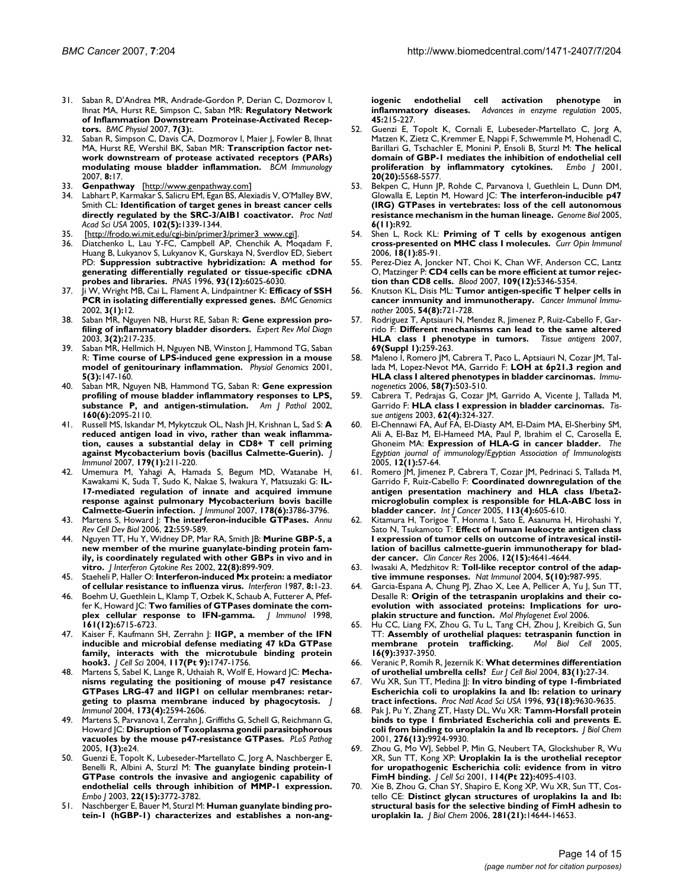31. Saban R, D'Andrea MR, Andrade-Gordon P, Derian C, Dozmorov I, Ihnat MA, Hurst RE, Simpson C, Saban MR: **Regulatory Network of Inflammation Downstream Proteinase-Activated Receptors.** *BMC Physiol* 2007, **7(3):**.
32. Saban R, Simpson C, Davis CA, Dozmorov I, Maier J, Fowler B, Ihnat MA, Hurst RE, Wershil BK, Saban MR: **Transcription factor network downstream of protease activated receptors (PARs) modulating mouse bladder inflammation.** *BCM Immunology* 2007, **8:**17.
33. **Genpathway** [http://www.genpathway.com]
34. Labhart P, Karmakar S, Salicru EM, Egan BS, Alexiadis V, O'Malley BW, Smith CL: **Identification of target genes in breast cancer cells directly regulated by the SRC-3/AIB1 coactivator.** *Proc Natl Acad Sci USA* 2005, **102(5):**1339-1344.
35. [http://frodo.wi.mit.edu/cgi-bin/primer3/primer3_www.cgi].
36. Diatchenko L, Lau Y-FC, Campbell AP, Chenchik A, Moqadam F, Huang B, Lukyanov S, Lukyanov K, Gurskaya N, Sverdlov ED, Siebert PD: **Suppression subtractive hybridization: A method for generating differentially regulated or tissue-specific cDNA probes and libraries.** *PNAS* 1996, **93(12):**6025-6030.
37. Ji W, Wright MB, Cai L, Flament A, Lindpaintner K: **Efficacy of SSH PCR in isolating differentially expressed genes.** *BMC Genomics* 2002, **3(1):**12.
38. Saban MR, Nguyen NB, Hurst RE, Saban R: **Gene expression profiling of inflammatory bladder disorders.** *Expert Rev Mol Diagn* 2003, **3(2):**217-235.
39. Saban MR, Hellmich H, Nguyen NB, Winston J, Hammond TG, Saban R: **Time course of LPS-induced gene expression in a mouse model of genitourinary inflammation.** *Physiol Genomics* 2001, **5(3):**147-160.
40. Saban MR, Nguyen NB, Hammond TG, Saban R: **Gene expression profiling of mouse bladder inflammatory responses to LPS, substance P, and antigen-stimulation.** *Am J Pathol* 2002, **160(6):**2095-2110.
41. Russell MS, Iskandar M, Mykytczuk OL, Nash JH, Krishnan L, Sad S: **A reduced antigen load in vivo, rather than weak inflammation, causes a substantial delay in CD8+ T cell priming against Mycobacterium bovis (bacillus Calmette-Guerin).** *J Immunol* 2007, **179(1):**211-220.
42. Umemura M, Yahagi A, Hamada S, Begum MD, Watanabe H, Kawakami K, Suda T, Sudo K, Nakae S, Iwakura Y, Matsuzaki G: **IL-17-mediated regulation of innate and acquired immune response against pulmonary Mycobacterium bovis bacille Calmette-Guerin infection.** *J Immunol* 2007, **178(6):**3786-3796.
43. Martens S, Howard J: **The interferon-inducible GTPases.** *Annu Rev Cell Dev Biol* 2006, **22:**559-589.
44. Nguyen TT, Hu Y, Widney DP, Mar RA, Smith JB: **Murine GBP-5, a new member of the murine guanylate-binding protein family, is coordinately regulated with other GBPs in vivo and in vitro.** *J Interferon Cytokine Res* 2002, **22(8):**899-909.
45. Staeheli P, Haller O: **Interferon-induced Mx protein: a mediator of cellular resistance to influenza virus.** *Interferon* 1987, **8:**1-23.
46. Boehm U, Guethlein L, Klamp T, Ozbek K, Schaub A, Futterer A, Pfeffer K, Howard JC: **Two families of GTPases dominate the complex cellular response to IFN-gamma.** *J Immunol* 1998, **161(12):**6715-6723.
47. Kaiser F, Kaufmann SH, Zerrahn J: **IIGP, a member of the IFN inducible and microbial defense mediating 47 kDa GTPase family, interacts with the microtubule binding protein hook3.** *J Cell Sci* 2004, **117(Pt 9):**1747-1756.
48. Martens S, Sabel K, Lange R, Uthaiah R, Wolf E, Howard JC: **Mechanisms regulating the positioning of mouse p47 resistance GTPases LRG-47 and IIGP1 on cellular membranes: retargeting to plasma membrane induced by phagocytosis.** *J Immunol* 2004, **173(4):**2594-2606.
49. Martens S, Parvanova I, Zerrahn J, Griffiths G, Schell G, Reichmann G, Howard JC: **Disruption of Toxoplasma gondii parasitophorous vacuoles by the mouse p47-resistance GTPases.** *PLoS Pathog* 2005, **1(3):**e24.
50. Guenzi E, Topolt K, Lubeseder-Martellato C, Jorg A, Naschberger E, Benelli R, Albini A, Sturzl M: **The guanylate binding protein-1 GTPase controls the invasive and angiogenic capability of endothelial cells through inhibition of MMP-1 expression.** *Embo J* 2003, **22(15):**3772-3782.
51. Naschberger E, Bauer M, Sturzl M: **Human guanylate binding protein-1 (hGBP-1) characterizes and establishes a non-angiogenic endothelial cell activation phenotype in inflammatory diseases.** *Advances in enzyme regulation* 2005, **45:**215-227.
52. Guenzi E, Topolt K, Cornali E, Lubeseder-Martellato C, Jorg A, Matzen K, Zietz C, Kremmer E, Nappi F, Schwemmle M, Hohenadl C, Barillari G, Tschachler E, Monini P, Ensoli B, Sturzl M: **The helical domain of GBP-1 mediates the inhibition of endothelial cell proliferation by inflammatory cytokines.** *Embo J* 2001, **20(20):**5568-5577.
53. Bekpen C, Hunn JP, Rohde C, Parvanova I, Guethlein L, Dunn DM, Glowalla E, Leptin M, Howard JC: **The interferon-inducible p47 (IRG) GTPases in vertebrates: loss of the cell autonomous resistance mechanism in the human lineage.** *Genome Biol* 2005, **6(11):**R92.
54. Shen L, Rock KL: **Priming of T cells by exogenous antigen cross-presented on MHC class I molecules.** *Curr Opin Immunol* 2006, **18(1):**85-91.
55. Perez-Diez A, Joncker NT, Choi K, Chan WF, Anderson CC, Lantz O, Matzinger P: **CD4 cells can be more efficient at tumor rejection than CD8 cells.** *Blood* 2007, **109(12):**5346-5354.
56. Knutson KL, Disis ML: **Tumor antigen-specific T helper cells in cancer immunity and immunotherapy.** *Cancer Immunol Immunother* 2005, **54(8):**721-728.
57. Rodriguez T, Aptsiauri N, Mendez R, Jimenez P, Ruiz-Cabello F, Garrido F: **Different mechanisms can lead to the same altered HLA class I phenotype in tumors.** *Tissue antigens* 2007, **69(Suppl 1):**259-263.
58. Maleno I, Romero JM, Cabrera T, Paco L, Aptsiauri N, Cozar JM, Tallada M, Lopez-Nevot MA, Garrido F: **LOH at 6p21.3 region and HLA class I altered phenotypes in bladder carcinomas.** *Immunogenetics* 2006, **58(7):**503-510.
59. Cabrera T, Pedrajas G, Cozar JM, Garrido A, Vicente J, Tallada M, Garrido F: **HLA class I expression in bladder carcinomas.** *Tissue antigens* 2003, **62(4):**324-327.
60. El-Chennawi FA, Auf FA, El-Diasty AM, El-Daim MA, El-Sherbiny SM, Ali A, El-Baz M, El-Hameed MA, Paul P, Ibrahim el C, Carosella E, Ghoneim MA: **Expression of HLA-G in cancer bladder.** *The Egyptian journal of immunology/Egyptian Association of Immunologists* 2005, **12(1):**57-64.
61. Romero JM, Jimenez P, Cabrera T, Cozar JM, Pedrinaci S, Tallada M, Garrido F, Ruiz-Cabello F: **Coordinated downregulation of the antigen presentation machinery and HLA class I/beta2-microglobulin complex is responsible for HLA-ABC loss in bladder cancer.** *Int J Cancer* 2005, **113(4):**605-610.
62. Kitamura H, Torigoe T, Honma I, Sato E, Asanuma H, Hirohashi Y, Sato N, Tsukamoto T: **Effect of human leukocyte antigen class I expression of tumor cells on outcome of intravesical instillation of bacillus calmette-guerin immunotherapy for bladder cancer.** *Clin Cancer Res* 2006, **12(15):**4641-4644.
63. Iwasaki A, Medzhitov R: **Toll-like receptor control of the adaptive immune responses.** *Nat Immunol* 2004, **5(10):**987-995.
64. Garcia-Espana A, Chung PJ, Zhao X, Lee A, Pellicer A, Yu J, Sun TT, Desalle R: **Origin of the tetraspanin uroplakins and their co-evolution with associated proteins: Implications for uroplakin structure and function.** *Mol Phylogenet Evol* 2006.
65. Hu CC, Liang FX, Zhou G, Tu L, Tang CH, Zhou J, Kreibich G, Sun TT: **Assembly of urothelial plaques: tetraspanin function in membrane protein trafficking.** *Mol Biol Cell* 2005, **16(9):**3937-3950.
66. Veranic P, Romih R, Jezernik K: **What determines differentiation of urothelial umbrella cells?** *Eur J Cell Biol* 2004, **83(1):**27-34.
67. Wu XR, Sun TT, Medina JJ: **In vitro binding of type 1-fimbriated Escherichia coli to uroplakins Ia and Ib: relation to urinary tract infections.** *Proc Natl Acad Sci USA* 1996, **93(18):**9630-9635.
68. Pak J, Pu Y, Zhang ZT, Hasty DL, Wu XR: **Tamm-Horsfall protein binds to type 1 fimbriated Escherichia coli and prevents E. coli from binding to uroplakin Ia and Ib receptors.** *J Biol Chem* 2001, **276(13):**9924-9930.
69. Zhou G, Mo WJ, Sebbel P, Min G, Neubert TA, Glockshuber R, Wu XR, Sun TT, Kong XP: **Uroplakin Ia is the urothelial receptor for uropathogenic Escherichia coli: evidence from in vitro FimH binding.** *J Cell Sci* 2001, **114(Pt 22):**4095-4103.
70. Xie B, Zhou G, Chan SY, Shapiro E, Kong XP, Wu XR, Sun TT, Costello CE: **Distinct glycan structures of uroplakins Ia and Ib: structural basis for the selective binding of FimH adhesin to uroplakin Ia.** *J Biol Chem* 2006, **281(21):**14644-14653.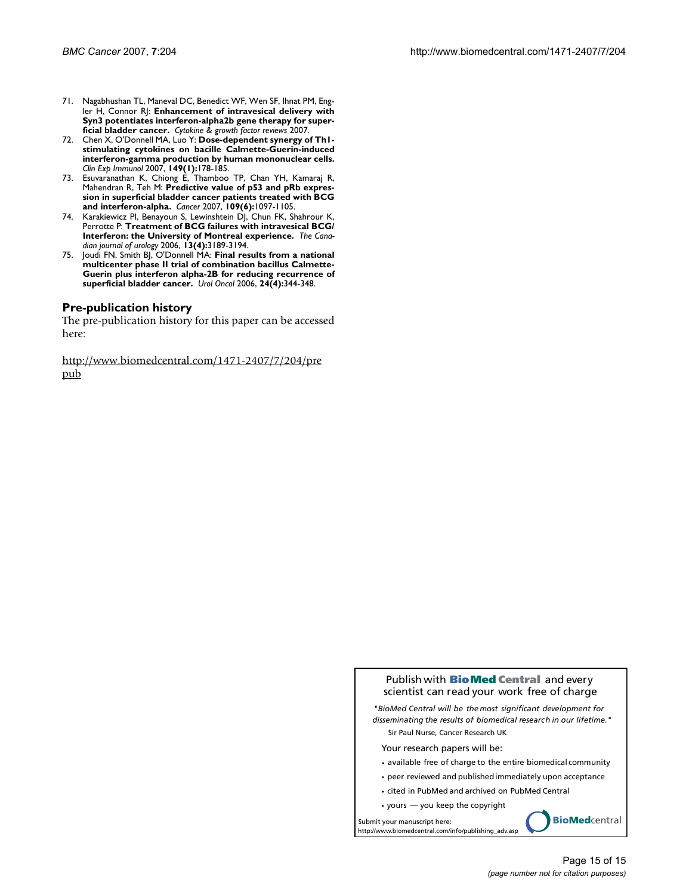71. Nagabhushan TL, Maneval DC, Benedict WF, Wen SF, Ihnat PM, Engler H, Connor RJ: **Enhancement of intravesical delivery with Syn3 potentiates interferon-alpha2b gene therapy for superficial bladder cancer.** *Cytokine & growth factor reviews* 2007.
72. Chen X, O'Donnell MA, Luo Y: **Dose-dependent synergy of Th1-stimulating cytokines on bacille Calmette-Guerin-induced interferon-gamma production by human mononuclear cells.** *Clin Exp Immunol* 2007, **149(1):**178-185.
73. Esuvaranathan K, Chiong E, Thamboo TP, Chan YH, Kamaraj R, Mahendran R, Teh M: **Predictive value of p53 and pRb expression in superficial bladder cancer patients treated with BCG and interferon-alpha.** *Cancer* 2007, **109(6):**1097-1105.
74. Karakiewicz PI, Benayoun S, Lewinshtein DJ, Chun FK, Shahrour K, Perrotte P: **Treatment of BCG failures with intravesical BCG/Interferon: the University of Montreal experience.** *The Canadian journal of urology* 2006, **13(4):**3189-3194.
75. Joudi FN, Smith BJ, O'Donnell MA: **Final results from a national multicenter phase II trial of combination bacillus Calmette-Guerin plus interferon alpha-2B for reducing recurrence of superficial bladder cancer.** *Urol Oncol* 2006, **24(4):**344-348.

## Pre-publication history

The pre-publication history for this paper can be accessed here:

http://www.biomedcentral.com/1471-2407/7/204/prepub

Publish with **BioMed Central** and every scientist can read your work free of charge

*"BioMed Central will be the most significant development for disseminating the results of biomedical research in our lifetime."*

Sir Paul Nurse, Cancer Research UK

Your research papers will be:

- available free of charge to the entire biomedical community
- peer reviewed and published immediately upon acceptance
- cited in PubMed and archived on PubMed Central
- yours — you keep the copyright

Submit your manuscript here:
http://www.biomedcentral.com/info/publishing_adv.asp

**BioMed**central